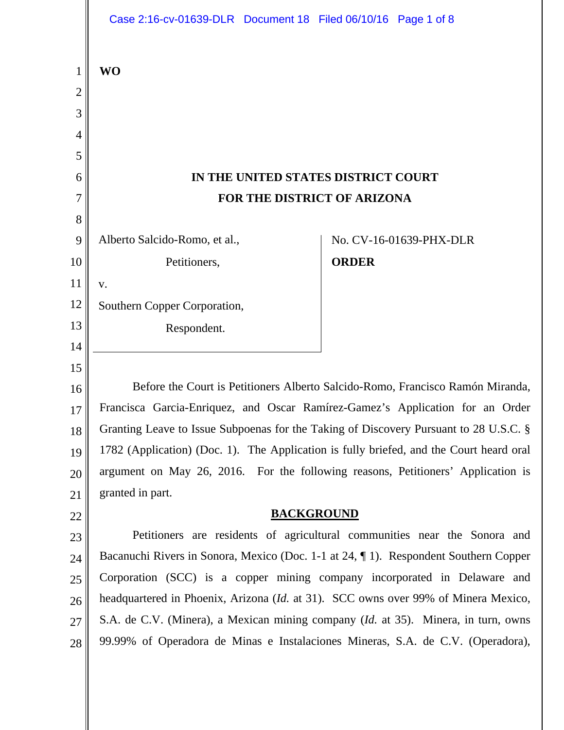WO

IN THE UNITED STATES DISTRICT COURT
FOR THE DISTRICT OF ARIZONA

Alberto Salcido-Romo, et al.,

Petitioners,

v.

Southern Copper Corporation,

Respondent.

No. CV-16-01639-PHX-DLR

**ORDER**

Before the Court is Petitioners Alberto Salcido-Romo, Francisco Ramón Miranda, Francisca Garcia-Enriquez, and Oscar Ramírez-Gamez's Application for an Order Granting Leave to Issue Subpoenas for the Taking of Discovery Pursuant to 28 U.S.C. § 1782 (Application) (Doc. 1). The Application is fully briefed, and the Court heard oral argument on May 26, 2016. For the following reasons, Petitioners' Application is granted in part.

## BACKGROUND

Petitioners are residents of agricultural communities near the Sonora and Bacanuchi Rivers in Sonora, Mexico (Doc. 1-1 at 24, ¶ 1). Respondent Southern Copper Corporation (SCC) is a copper mining company incorporated in Delaware and headquartered in Phoenix, Arizona (*Id.* at 31). SCC owns over 99% of Minera Mexico, S.A. de C.V. (Minera), a Mexican mining company (*Id.* at 35). Minera, in turn, owns 99.99% of Operadora de Minas e Instalaciones Mineras, S.A. de C.V. (Operadora),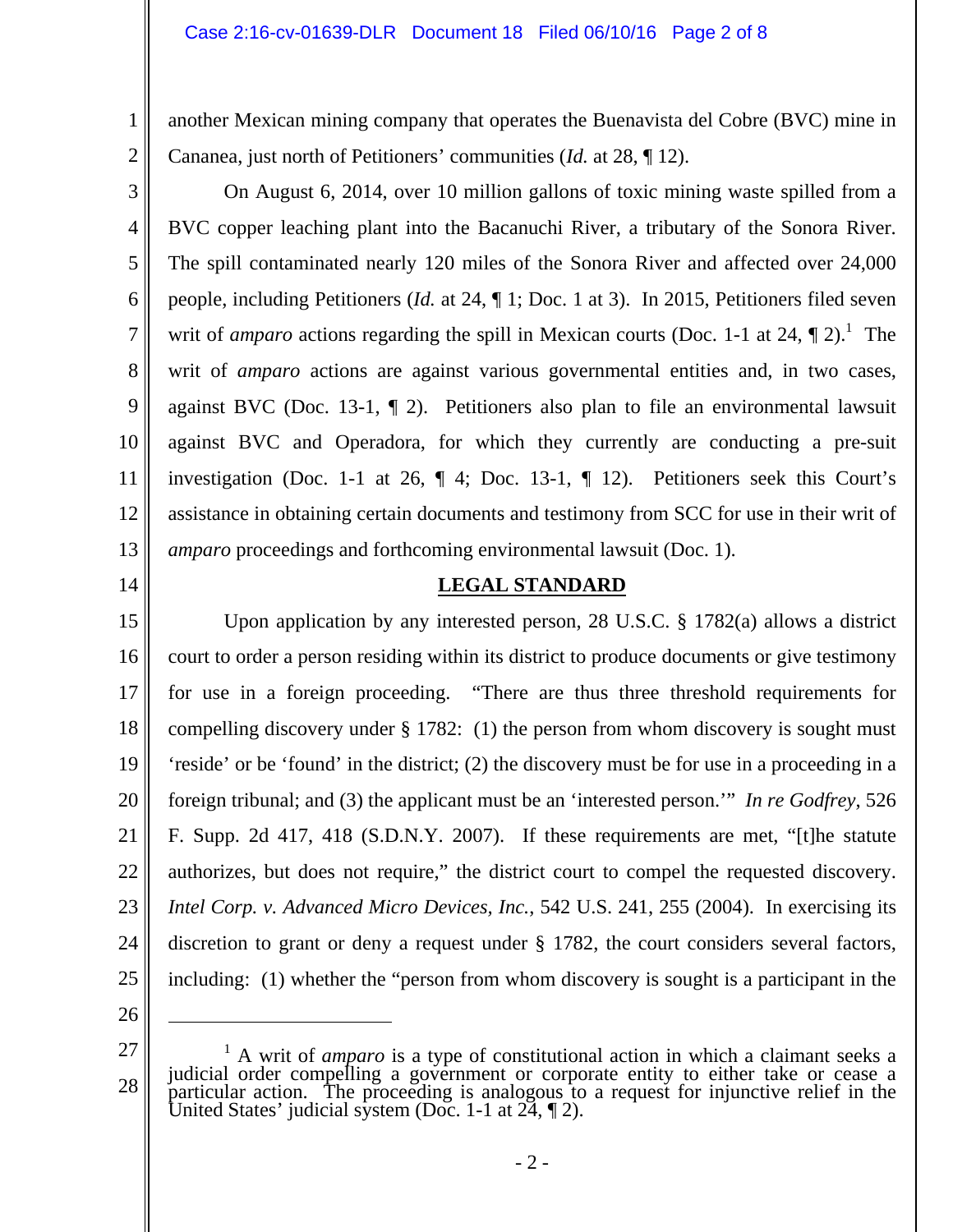another Mexican mining company that operates the Buenavista del Cobre (BVC) mine in Cananea, just north of Petitioners' communities (*Id.* at 28, ¶ 12).

On August 6, 2014, over 10 million gallons of toxic mining waste spilled from a BVC copper leaching plant into the Bacanuchi River, a tributary of the Sonora River. The spill contaminated nearly 120 miles of the Sonora River and affected over 24,000 people, including Petitioners (*Id.* at 24, ¶ 1; Doc. 1 at 3). In 2015, Petitioners filed seven writ of *amparo* actions regarding the spill in Mexican courts (Doc. 1-1 at 24, ¶ 2).[1] The writ of *amparo* actions are against various governmental entities and, in two cases, against BVC (Doc. 13-1, ¶ 2). Petitioners also plan to file an environmental lawsuit against BVC and Operadora, for which they currently are conducting a pre-suit investigation (Doc. 1-1 at 26, ¶ 4; Doc. 13-1, ¶ 12). Petitioners seek this Court's assistance in obtaining certain documents and testimony from SCC for use in their writ of *amparo* proceedings and forthcoming environmental lawsuit (Doc. 1).

## LEGAL STANDARD

Upon application by any interested person, 28 U.S.C. § 1782(a) allows a district court to order a person residing within its district to produce documents or give testimony for use in a foreign proceeding. "There are thus three threshold requirements for compelling discovery under § 1782: (1) the person from whom discovery is sought must 'reside' or be 'found' in the district; (2) the discovery must be for use in a proceeding in a foreign tribunal; and (3) the applicant must be an 'interested person.'" *In re Godfrey*, 526 F. Supp. 2d 417, 418 (S.D.N.Y. 2007). If these requirements are met, "[t]he statute authorizes, but does not require," the district court to compel the requested discovery. *Intel Corp. v. Advanced Micro Devices, Inc.*, 542 U.S. 241, 255 (2004). In exercising its discretion to grant or deny a request under § 1782, the court considers several factors, including: (1) whether the "person from whom discovery is sought is a participant in the

---

[1] A writ of *amparo* is a type of constitutional action in which a claimant seeks a judicial order compelling a government or corporate entity to either take or cease a particular action. The proceeding is analogous to a request for injunctive relief in the United States' judicial system (Doc. 1-1 at 24, ¶ 2).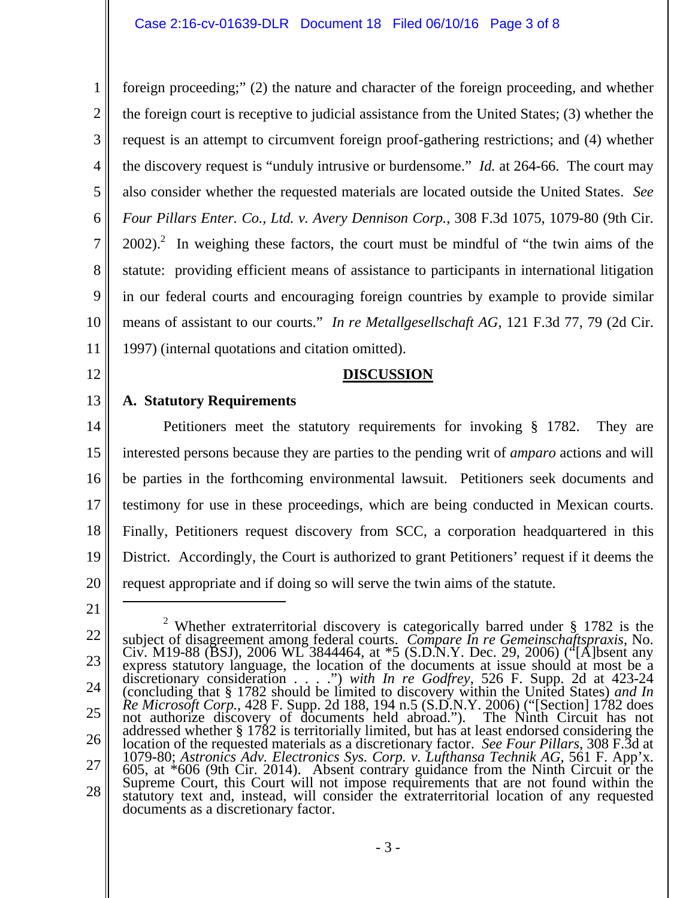foreign proceeding;" (2) the nature and character of the foreign proceeding, and whether the foreign court is receptive to judicial assistance from the United States; (3) whether the request is an attempt to circumvent foreign proof-gathering restrictions; and (4) whether the discovery request is "unduly intrusive or burdensome." *Id.* at 264-66. The court may also consider whether the requested materials are located outside the United States. *See Four Pillars Enter. Co., Ltd. v. Avery Dennison Corp.*, 308 F.3d 1075, 1079-80 (9th Cir. 2002).[2] In weighing these factors, the court must be mindful of "the twin aims of the statute: providing efficient means of assistance to participants in international litigation in our federal courts and encouraging foreign countries by example to provide similar means of assistant to our courts." *In re Metallgesellschaft AG*, 121 F.3d 77, 79 (2d Cir. 1997) (internal quotations and citation omitted).

## DISCUSSION

### A. Statutory Requirements

Petitioners meet the statutory requirements for invoking § 1782. They are interested persons because they are parties to the pending writ of *amparo* actions and will be parties in the forthcoming environmental lawsuit. Petitioners seek documents and testimony for use in these proceedings, which are being conducted in Mexican courts. Finally, Petitioners request discovery from SCC, a corporation headquartered in this District. Accordingly, the Court is authorized to grant Petitioners' request if it deems the request appropriate and if doing so will serve the twin aims of the statute.

---

[2] Whether extraterritorial discovery is categorically barred under § 1782 is the subject of disagreement among federal courts. *Compare In re Gemeinschaftspraxis*, No. Civ. M19-88 (BSJ), 2006 WL 3844464, at *5 (S.D.N.Y. Dec. 29, 2006) ("[A]bsent any express statutory language, the location of the documents at issue should at most be a discretionary consideration . . . .") *with In re Godfrey*, 526 F. Supp. 2d at 423-24 (concluding that § 1782 should be limited to discovery within the United States) *and In Re Microsoft Corp.*, 428 F. Supp. 2d 188, 194 n.5 (S.D.N.Y. 2006) ("[Section] 1782 does not authorize discovery of documents held abroad."). The Ninth Circuit has not addressed whether § 1782 is territorially limited, but has at least endorsed considering the location of the requested materials as a discretionary factor. *See Four Pillars*, 308 F.3d at 1079-80; *Astronics Adv. Electronics Sys. Corp. v. Lufthansa Technik AG*, 561 F. App'x. 605, at *606 (9th Cir. 2014). Absent contrary guidance from the Ninth Circuit or the Supreme Court, this Court will not impose requirements that are not found within the statutory text and, instead, will consider the extraterritorial location of any requested documents as a discretionary factor.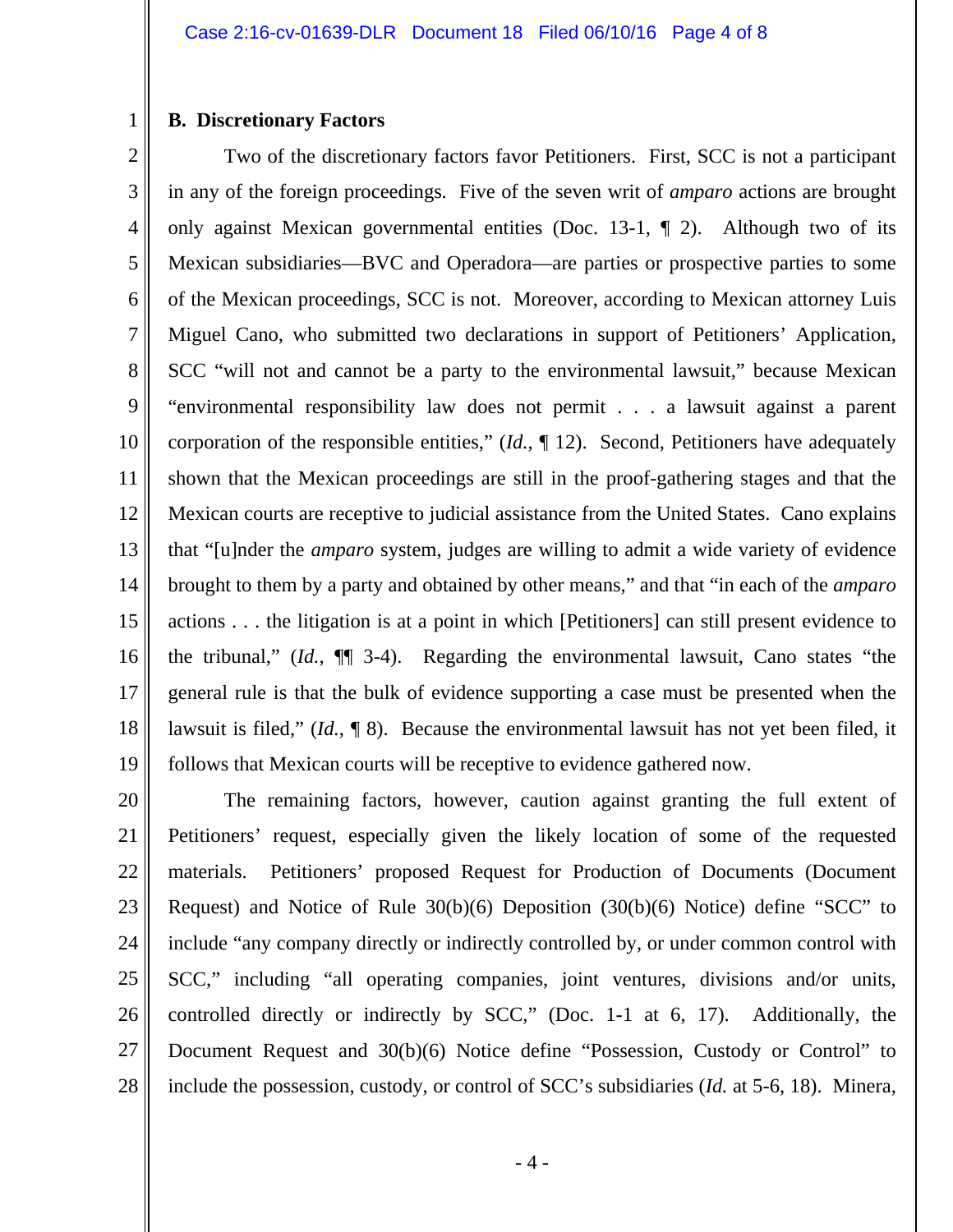**B. Discretionary Factors**

Two of the discretionary factors favor Petitioners. First, SCC is not a participant in any of the foreign proceedings. Five of the seven writ of *amparo* actions are brought only against Mexican governmental entities (Doc. 13-1, ¶ 2). Although two of its Mexican subsidiaries—BVC and Operadora—are parties or prospective parties to some of the Mexican proceedings, SCC is not. Moreover, according to Mexican attorney Luis Miguel Cano, who submitted two declarations in support of Petitioners' Application, SCC "will not and cannot be a party to the environmental lawsuit," because Mexican "environmental responsibility law does not permit . . . a lawsuit against a parent corporation of the responsible entities," (*Id.*, ¶ 12). Second, Petitioners have adequately shown that the Mexican proceedings are still in the proof-gathering stages and that the Mexican courts are receptive to judicial assistance from the United States. Cano explains that "[u]nder the *amparo* system, judges are willing to admit a wide variety of evidence brought to them by a party and obtained by other means," and that "in each of the *amparo* actions . . . the litigation is at a point in which [Petitioners] can still present evidence to the tribunal," (*Id.*, ¶¶ 3-4). Regarding the environmental lawsuit, Cano states "the general rule is that the bulk of evidence supporting a case must be presented when the lawsuit is filed," (*Id.*, ¶ 8). Because the environmental lawsuit has not yet been filed, it follows that Mexican courts will be receptive to evidence gathered now.

The remaining factors, however, caution against granting the full extent of Petitioners' request, especially given the likely location of some of the requested materials. Petitioners' proposed Request for Production of Documents (Document Request) and Notice of Rule 30(b)(6) Deposition (30(b)(6) Notice) define "SCC" to include "any company directly or indirectly controlled by, or under common control with SCC," including "all operating companies, joint ventures, divisions and/or units, controlled directly or indirectly by SCC," (Doc. 1-1 at 6, 17). Additionally, the Document Request and 30(b)(6) Notice define "Possession, Custody or Control" to include the possession, custody, or control of SCC's subsidiaries (*Id.* at 5-6, 18). Minera,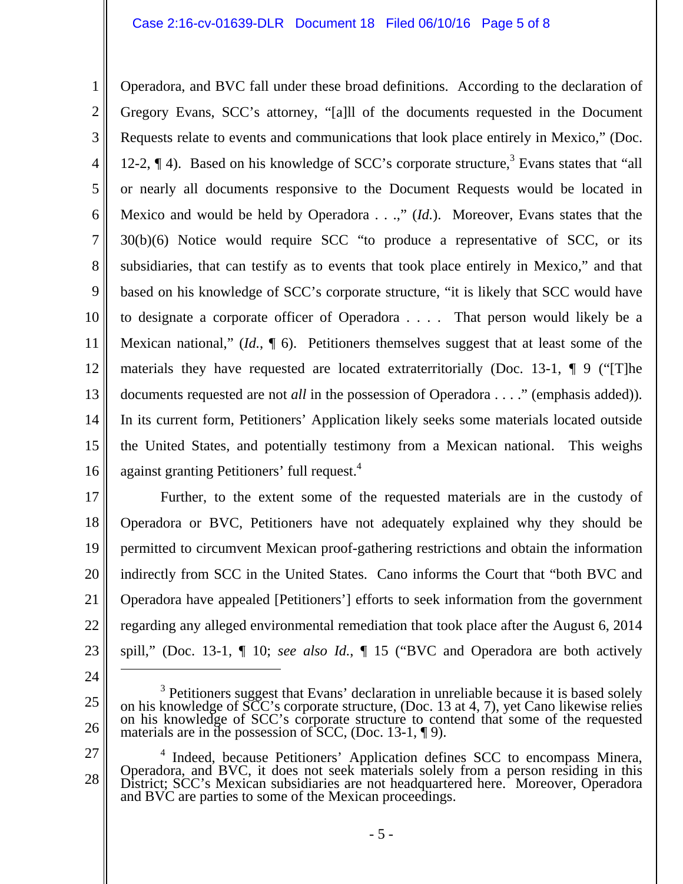Operadora, and BVC fall under these broad definitions. According to the declaration of Gregory Evans, SCC's attorney, "[a]ll of the documents requested in the Document Requests relate to events and communications that look place entirely in Mexico," (Doc. 12-2, ¶ 4). Based on his knowledge of SCC's corporate structure,[3] Evans states that "all or nearly all documents responsive to the Document Requests would be located in Mexico and would be held by Operadora . . .," (*Id.*). Moreover, Evans states that the 30(b)(6) Notice would require SCC "to produce a representative of SCC, or its subsidiaries, that can testify as to events that took place entirely in Mexico," and that based on his knowledge of SCC's corporate structure, "it is likely that SCC would have to designate a corporate officer of Operadora . . . . That person would likely be a Mexican national," (*Id.*, ¶ 6). Petitioners themselves suggest that at least some of the materials they have requested are located extraterritorially (Doc. 13-1, ¶ 9 ("[T]he documents requested are not *all* in the possession of Operadora . . . ." (emphasis added)). In its current form, Petitioners' Application likely seeks some materials located outside the United States, and potentially testimony from a Mexican national. This weighs against granting Petitioners' full request.[4]

Further, to the extent some of the requested materials are in the custody of Operadora or BVC, Petitioners have not adequately explained why they should be permitted to circumvent Mexican proof-gathering restrictions and obtain the information indirectly from SCC in the United States. Cano informs the Court that "both BVC and Operadora have appealed [Petitioners'] efforts to seek information from the government regarding any alleged environmental remediation that took place after the August 6, 2014 spill," (Doc. 13-1, ¶ 10; *see also Id.*, ¶ 15 ("BVC and Operadora are both actively

---

[3] Petitioners suggest that Evans' declaration in unreliable because it is based solely on his knowledge of SCC's corporate structure, (Doc. 13 at 4, 7), yet Cano likewise relies on his knowledge of SCC's corporate structure to contend that some of the requested materials are in the possession of SCC, (Doc. 13-1, ¶ 9).

[4] Indeed, because Petitioners' Application defines SCC to encompass Minera, Operadora, and BVC, it does not seek materials solely from a person residing in this District; SCC's Mexican subsidiaries are not headquartered here. Moreover, Operadora and BVC are parties to some of the Mexican proceedings.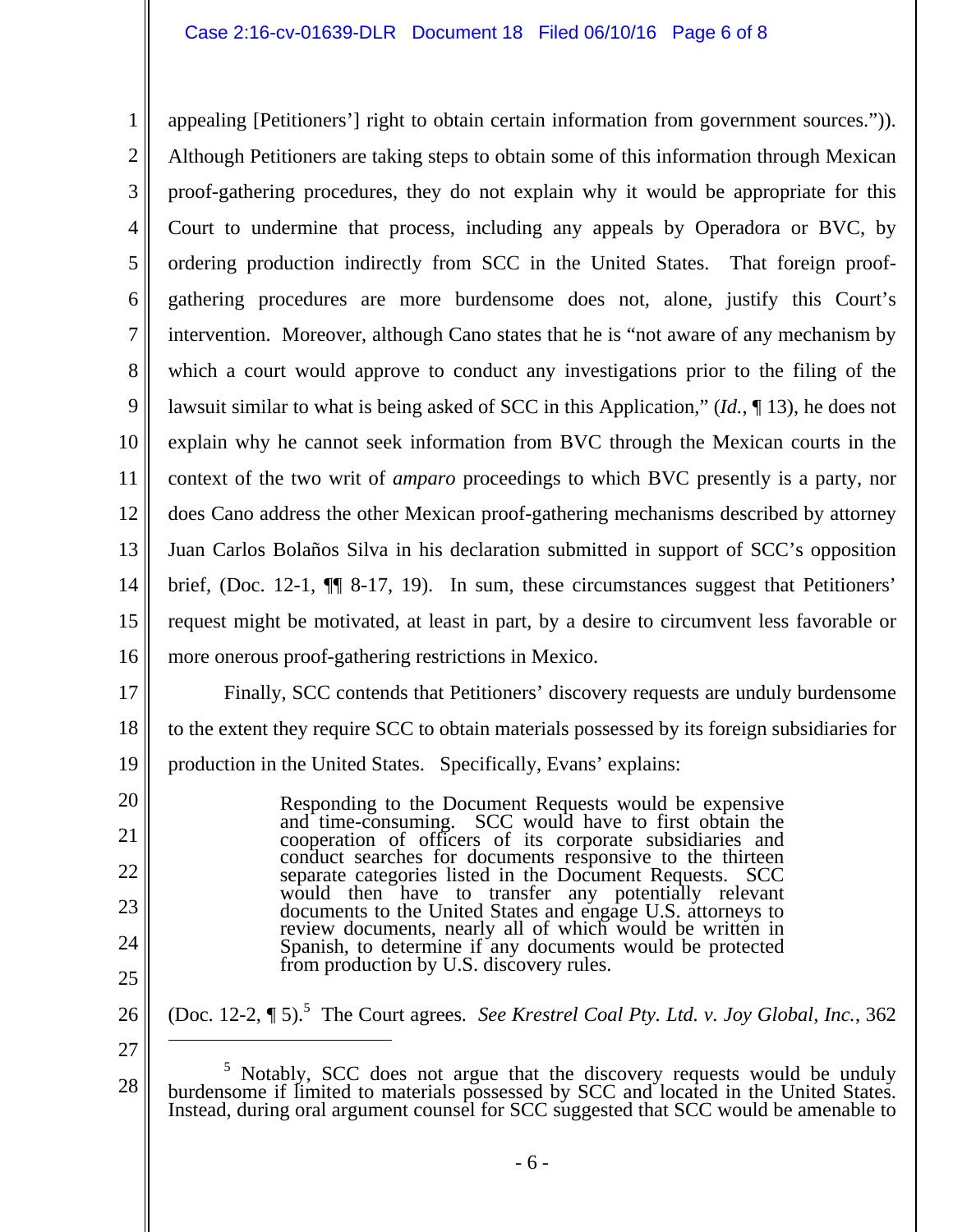appealing [Petitioners'] right to obtain certain information from government sources.")). Although Petitioners are taking steps to obtain some of this information through Mexican proof-gathering procedures, they do not explain why it would be appropriate for this Court to undermine that process, including any appeals by Operadora or BVC, by ordering production indirectly from SCC in the United States. That foreign proof-gathering procedures are more burdensome does not, alone, justify this Court's intervention. Moreover, although Cano states that he is "not aware of any mechanism by which a court would approve to conduct any investigations prior to the filing of the lawsuit similar to what is being asked of SCC in this Application," (*Id.*, ¶ 13), he does not explain why he cannot seek information from BVC through the Mexican courts in the context of the two writ of *amparo* proceedings to which BVC presently is a party, nor does Cano address the other Mexican proof-gathering mechanisms described by attorney Juan Carlos Bolaños Silva in his declaration submitted in support of SCC's opposition brief, (Doc. 12-1, ¶¶ 8-17, 19). In sum, these circumstances suggest that Petitioners' request might be motivated, at least in part, by a desire to circumvent less favorable or more onerous proof-gathering restrictions in Mexico.

Finally, SCC contends that Petitioners' discovery requests are unduly burdensome to the extent they require SCC to obtain materials possessed by its foreign subsidiaries for production in the United States. Specifically, Evans' explains:

> Responding to the Document Requests would be expensive and time-consuming. SCC would have to first obtain the cooperation of officers of its corporate subsidiaries and conduct searches for documents responsive to the thirteen separate categories listed in the Document Requests. SCC would then have to transfer any potentially relevant documents to the United States and engage U.S. attorneys to review documents, nearly all of which would be written in Spanish, to determine if any documents would be protected from production by U.S. discovery rules.

(Doc. 12-2, ¶ 5).[5] The Court agrees. *See Krestrel Coal Pty. Ltd. v. Joy Global, Inc.*, 362

---

[5] Notably, SCC does not argue that the discovery requests would be unduly burdensome if limited to materials possessed by SCC and located in the United States. Instead, during oral argument counsel for SCC suggested that SCC would be amenable to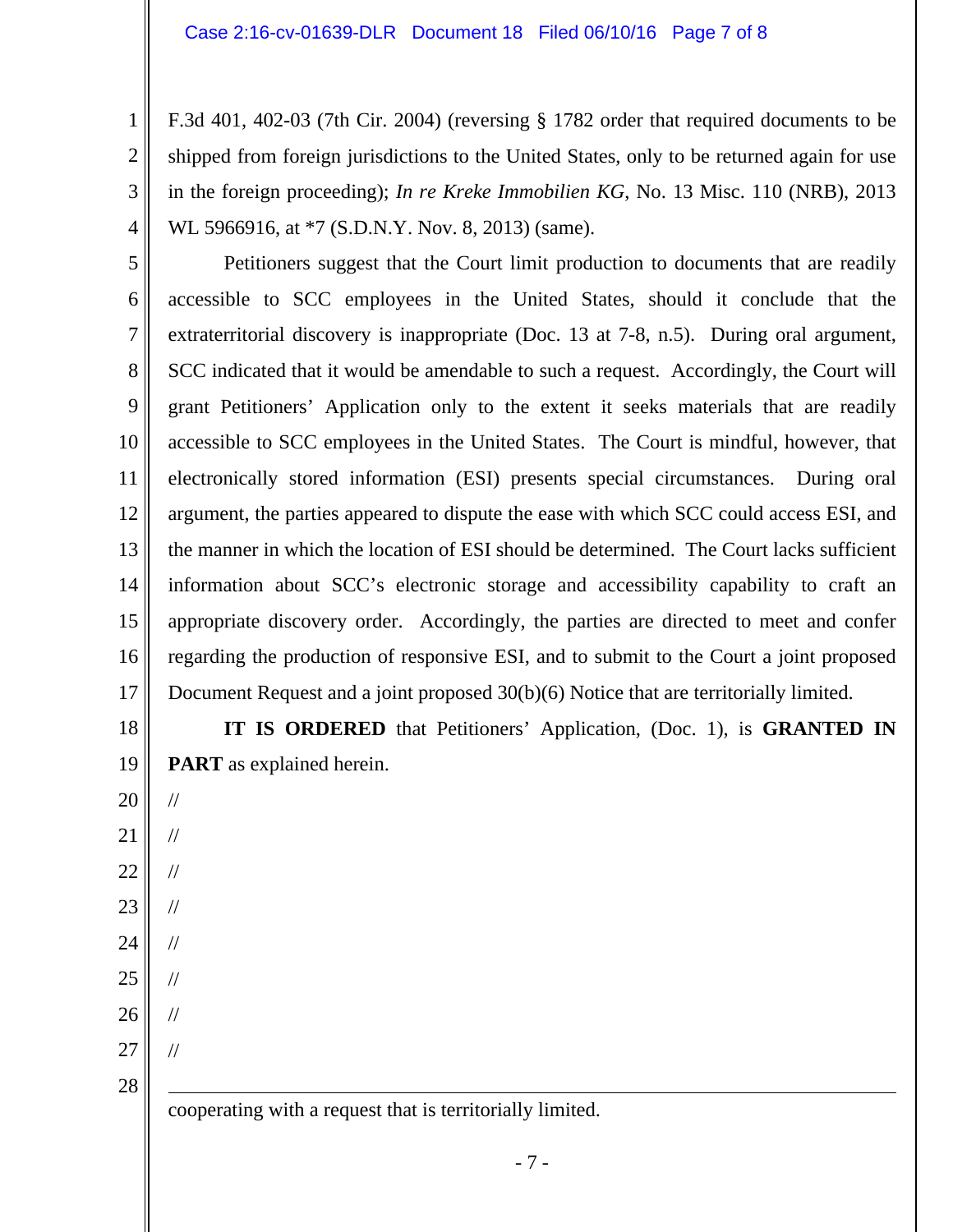F.3d 401, 402-03 (7th Cir. 2004) (reversing § 1782 order that required documents to be shipped from foreign jurisdictions to the United States, only to be returned again for use in the foreign proceeding); *In re Kreke Immobilien KG*, No. 13 Misc. 110 (NRB), 2013 WL 5966916, at *7 (S.D.N.Y. Nov. 8, 2013) (same).

Petitioners suggest that the Court limit production to documents that are readily accessible to SCC employees in the United States, should it conclude that the extraterritorial discovery is inappropriate (Doc. 13 at 7-8, n.5). During oral argument, SCC indicated that it would be amendable to such a request. Accordingly, the Court will grant Petitioners' Application only to the extent it seeks materials that are readily accessible to SCC employees in the United States. The Court is mindful, however, that electronically stored information (ESI) presents special circumstances. During oral argument, the parties appeared to dispute the ease with which SCC could access ESI, and the manner in which the location of ESI should be determined. The Court lacks sufficient information about SCC's electronic storage and accessibility capability to craft an appropriate discovery order. Accordingly, the parties are directed to meet and confer regarding the production of responsive ESI, and to submit to the Court a joint proposed Document Request and a joint proposed 30(b)(6) Notice that are territorially limited.

**IT IS ORDERED** that Petitioners' Application, (Doc. 1), is **GRANTED IN PART** as explained herein.

//

//

//

//

//

//

//

//

---

cooperating with a request that is territorially limited.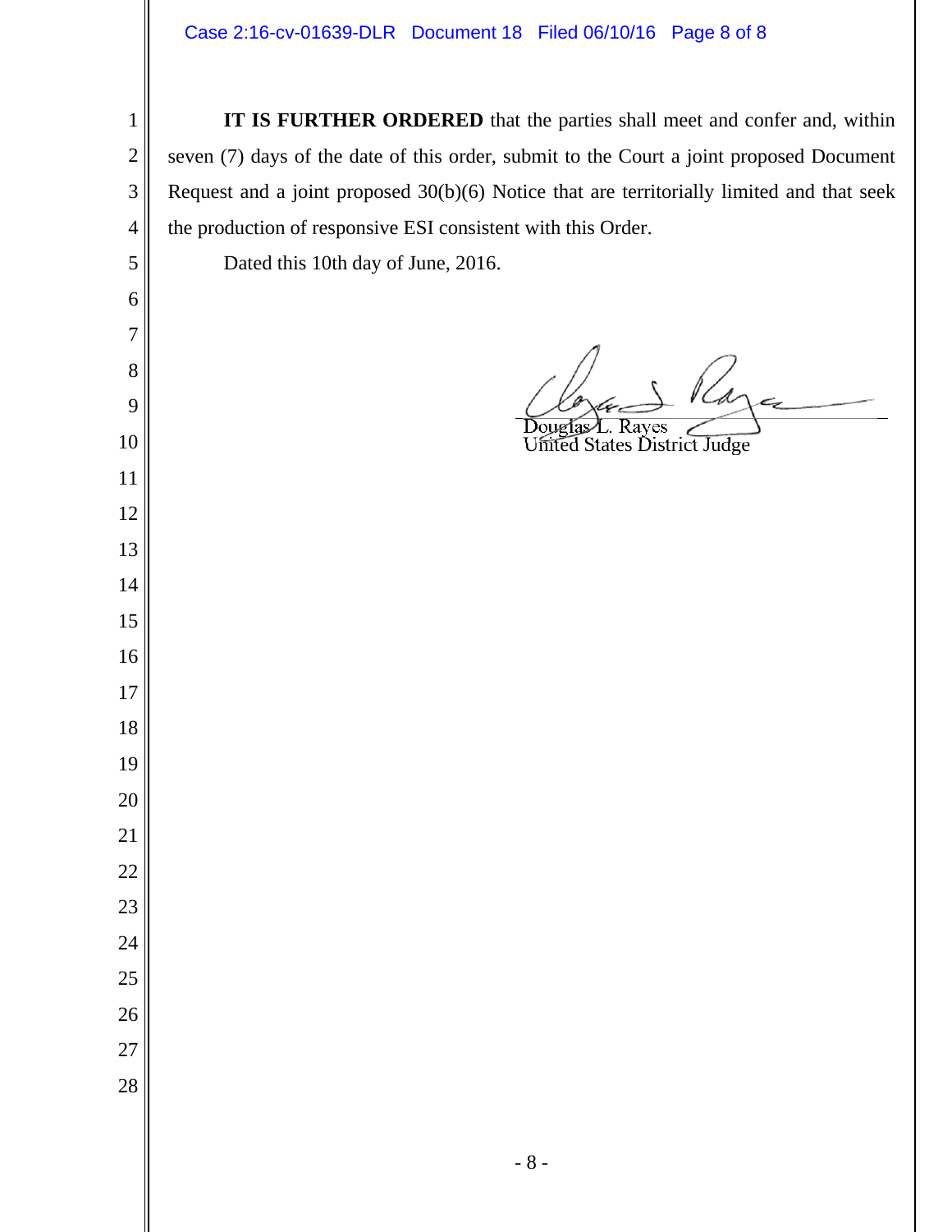**IT IS FURTHER ORDERED** that the parties shall meet and confer and, within seven (7) days of the date of this order, submit to the Court a joint proposed Document Request and a joint proposed 30(b)(6) Notice that are territorially limited and that seek the production of responsive ESI consistent with this Order.

Dated this 10th day of June, 2016.

Douglas L. Rayes
United States District Judge